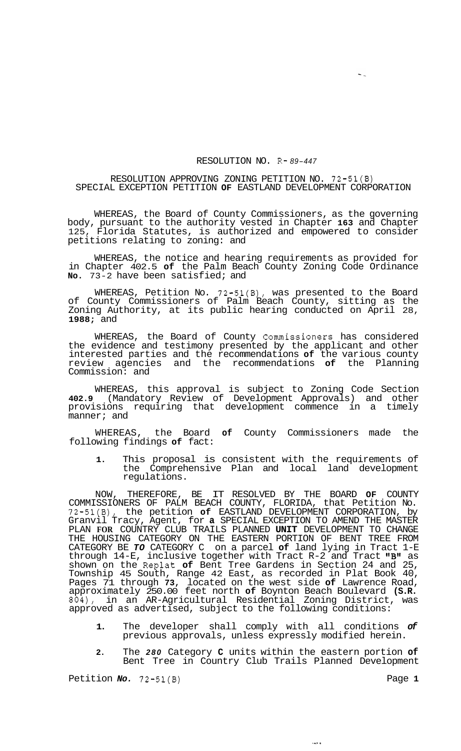RESOLUTION NO. R-89-447

RESOLUTION APPROVING ZONING PETITION NO. 72-51(B)
SPECIAL EXCEPTION PETITION OF EASTLAND DEVELOPMENT CORPORATION

WHEREAS, the Board of County Commissioners, as the governing body, pursuant to the authority vested in Chapter 163 and Chapter 125, Florida Statutes, is authorized and empowered to consider petitions relating to zoning: and

WHEREAS, the notice and hearing requirements as provided for in Chapter 402.5 of the Palm Beach County Zoning Code Ordinance No. 73-2 have been satisfied; and

WHEREAS, Petition No. 72-51(B), was presented to the Board of County Commissioners of Palm Beach County, sitting as the Zoning Authority, at its public hearing conducted on April 28, 1988; and

WHEREAS, the Board of County Commissioners has considered the evidence and testimony presented by the applicant and other interested parties and the recommendations of the various county review agencies and the recommendations of the Planning Commission: and

WHEREAS, this approval is subject to Zoning Code Section 402.9 (Mandatory Review of Development Approvals) and other provisions requiring that development commence in a timely manner; and

WHEREAS, the Board of County Commissioners made the following findings of fact:

1. This proposal is consistent with the requirements of the Comprehensive Plan and local land development regulations.

NOW, THEREFORE, BE IT RESOLVED BY THE BOARD OF COUNTY COMMISSIONERS OF PALM BEACH COUNTY, FLORIDA, that Petition No. 72-51(B), the petition of EASTLAND DEVELOPMENT CORPORATION, by Granvil Tracy, Agent, for a SPECIAL EXCEPTION TO AMEND THE MASTER PLAN FOR COUNTRY CLUB TRAILS PLANNED UNIT DEVELOPMENT TO CHANGE THE HOUSING CATEGORY ON THE EASTERN PORTION OF BENT TREE FROM CATEGORY BE TO CATEGORY C on a parcel of land lying in Tract 1-E through 14-E, inclusive together with Tract R-2 and Tract "B" as shown on the Replat of Bent Tree Gardens in Section 24 and 25, Township 45 South, Range 42 East, as recorded in Plat Book 40, Pages 71 through 73, located on the west side of Lawrence Road, approximately 250.00 feet north of Boynton Beach Boulevard (S.R. 804), in an AR-Agricultural Residential Zoning District, was approved as advertised, subject to the following conditions:

1. The developer shall comply with all conditions of previous approvals, unless expressly modified herein.

2. The 280 Category C units within the eastern portion of Bent Tree in Country Club Trails Planned Development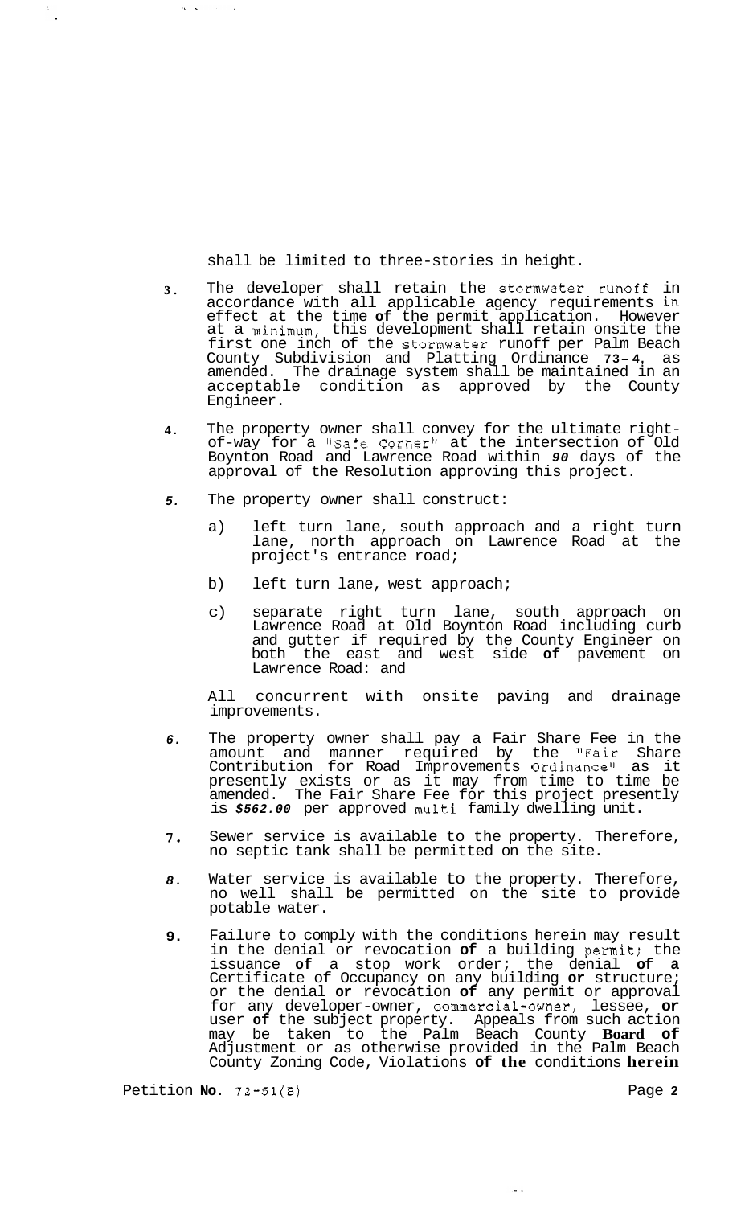shall be limited to three-stories in height.

3. The developer shall retain the stormwater runoff in accordance with all applicable agency requirements in effect at the time **of** the permit application. However at a minimum, this development shall retain onsite the first one inch of the stormwater runoff per Palm Beach County Subdivision and Platting Ordinance **73-4**, as amended. The drainage system shall be maintained in an acceptable condition as approved by the County Engineer.

4. The property owner shall convey for the ultimate right-of-way for a "Safe Corner" at the intersection of Old Boynton Road and Lawrence Road within ***90*** days of the approval of the Resolution approving this project.

5. The property owner shall construct:

   a) left turn lane, south approach and a right turn lane, north approach on Lawrence Road at the project's entrance road;

   b) left turn lane, west approach;

   c) separate right turn lane, south approach on Lawrence Road at Old Boynton Road including curb and gutter if required by the County Engineer on both the east and west side **of** pavement on Lawrence Road: and

   All concurrent with onsite paving and drainage improvements.

6. The property owner shall pay a Fair Share Fee in the amount and manner required by the "Fair Share Contribution for Road Improvements Ordinance" as it presently exists or as it may from time to time be amended. The Fair Share Fee for this project presently is ***$562.00*** per approved multi family dwelling unit.

7. Sewer service is available to the property. Therefore, no septic tank shall be permitted on the site.

8. Water service is available to the property. Therefore, no well shall be permitted on the site to provide potable water.

9. Failure to comply with the conditions herein may result in the denial or revocation **of** a building permit; the issuance **of** a stop work order; the denial **of a** Certificate of Occupancy on any building **or** structure; or the denial **or** revocation **of** any permit or approval for any developer-owner, commercial-owner, lessee, **or** user **of** the subject property. Appeals from such action may be taken to the Palm Beach County **Board of** Adjustment or as otherwise provided in the Palm Beach County Zoning Code, Violations **of the** conditions **herein**

Petition **No.** 72-51(B)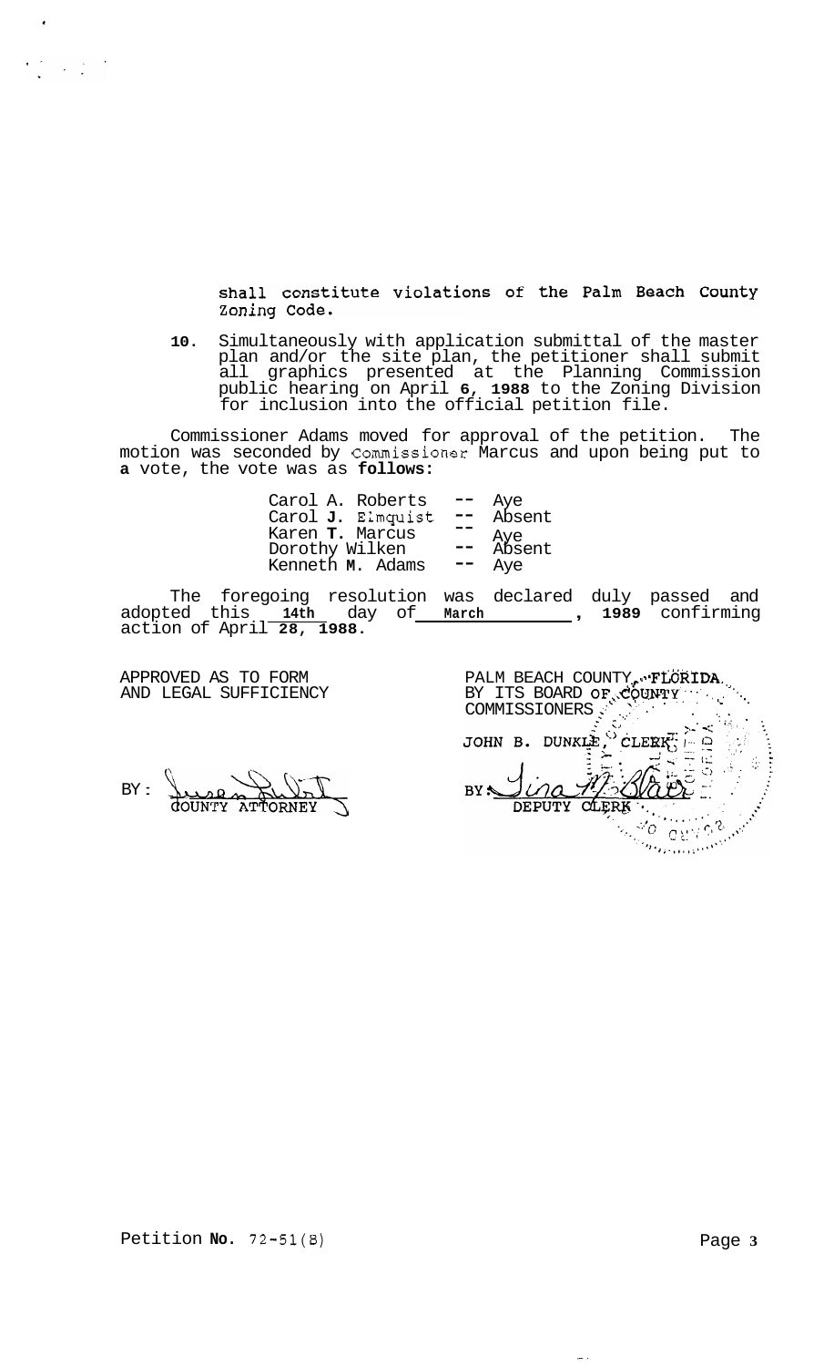shall constitute violations of the Palm Beach County Zoning Code.

10. Simultaneously with application submittal of the master plan and/or the site plan, the petitioner shall submit all graphics presented at the Planning Commission public hearing on April 6, 1988 to the Zoning Division for inclusion into the official petition file.

Commissioner Adams moved for approval of the petition. The motion was seconded by Commissioner Marcus and upon being put to a vote, the vote was as follows:

| | | |
|---|---|---|
| Carol A. Roberts | -- | Aye |
| Carol J. Elmquist | -- | Absent |
| Karen T. Marcus | -- | Aye |
| Dorothy Wilken | -- | Absent |
| Kenneth M. Adams | -- | Aye |

The foregoing resolution was declared duly passed and adopted this 14th day of March, 1989 confirming action of April 28, 1988.

APPROVED AS TO FORM AND LEGAL SUFFICIENCY

BY: COUNTY ATTORNEY

PALM BEACH COUNTY, FLORIDA BY ITS BOARD OF COUNTY COMMISSIONERS

JOHN B. DUNKLE, CLERK

BY: DEPUTY CLERK

Petition No. 72-51(B)